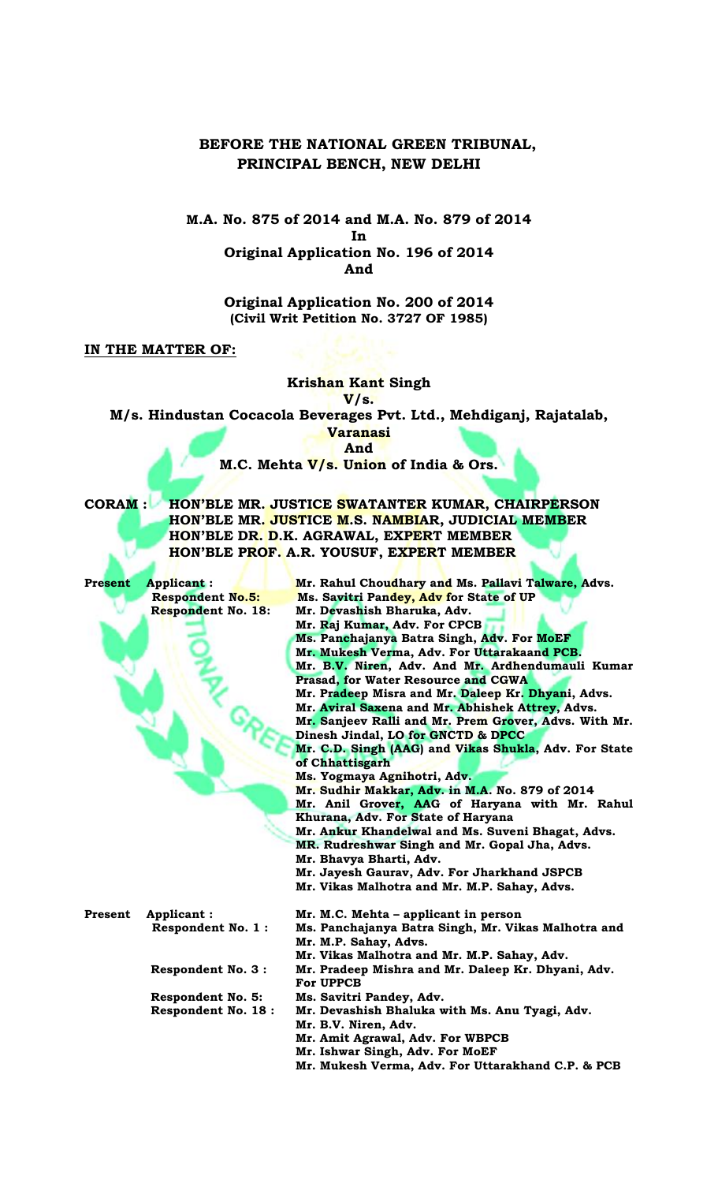**BEFORE THE NATIONAL GREEN TRIBUNAL,**
**PRINCIPAL BENCH, NEW DELHI**

**M.A. No. 875 of 2014 and M.A. No. 879 of 2014**
**In**
**Original Application No. 196 of 2014**
**And**

**Original Application No. 200 of 2014**
**(Civil Writ Petition No. 3727 OF 1985)**

**IN THE MATTER OF:**

**Krishan Kant Singh**
**V/s.**
**M/s. Hindustan Cocacola Beverages Pvt. Ltd., Mehdiganj, Rajatalab, Varanasi**
**And**
**M.C. Mehta V/s. Union of India & Ors.**

**CORAM : HON'BLE MR. JUSTICE SWATANTER KUMAR, CHAIRPERSON**
**HON'BLE MR. JUSTICE M.S. NAMBIAR, JUDICIAL MEMBER**
**HON'BLE DR. D.K. AGRAWAL, EXPERT MEMBER**
**HON'BLE PROF. A.R. YOUSUF, EXPERT MEMBER**

| | | |
|---|---|---|
| **Present** | **Applicant :** | **Mr. Rahul Choudhary and Ms. Pallavi Talware, Advs.** |
| | **Respondent No.5:** | **Ms. Savitri Pandey, Adv for State of UP** |
| | **Respondent No. 18:** | **Mr. Devashish Bharuka, Adv.** |
| | | **Mr. Raj Kumar, Adv. For CPCB** |
| | | **Ms. Panchajanya Batra Singh, Adv. For MoEF** |
| | | **Mr. Mukesh Verma, Adv. For Uttarakaand PCB.** |
| | | **Mr. B.V. Niren, Adv. And Mr. Ardhendumauli Kumar Prasad, for Water Resource and CGWA** |
| | | **Mr. Pradeep Misra and Mr. Daleep Kr. Dhyani, Advs.** |
| | | **Mr. Aviral Saxena and Mr. Abhishek Attrey, Advs.** |
| | | **Mr. Sanjeev Ralli and Mr. Prem Grover, Advs. With Mr. Dinesh Jindal, LO for GNCTD & DPCC** |
| | | **Mr. C.D. Singh (AAG) and Vikas Shukla, Adv. For State of Chhattisgarh** |
| | | **Ms. Yogmaya Agnihotri, Adv.** |
| | | **Mr. Sudhir Makkar, Adv. in M.A. No. 879 of 2014** |
| | | **Mr. Anil Grover, AAG of Haryana with Mr. Rahul Khurana, Adv. For State of Haryana** |
| | | **Mr. Ankur Khandelwal and Ms. Suveni Bhagat, Advs.** |
| | | **MR. Rudreshwar Singh and Mr. Gopal Jha, Advs.** |
| | | **Mr. Bhavya Bharti, Adv.** |
| | | **Mr. Jayesh Gaurav, Adv. For Jharkhand JSPCB** |
| | | **Mr. Vikas Malhotra and Mr. M.P. Sahay, Advs.** |
| **Present** | **Applicant :** | **Mr. M.C. Mehta – applicant in person** |
| | **Respondent No. 1 :** | **Ms. Panchajanya Batra Singh, Mr. Vikas Malhotra and Mr. M.P. Sahay, Advs.** |
| | | **Mr. Vikas Malhotra and Mr. M.P. Sahay, Adv.** |
| | **Respondent No. 3 :** | **Mr. Pradeep Mishra and Mr. Daleep Kr. Dhyani, Adv. For UPPCB** |
| | **Respondent No. 5:** | **Ms. Savitri Pandey, Adv.** |
| | **Respondent No. 18 :** | **Mr. Devashish Bhaluka with Ms. Anu Tyagi, Adv.** |
| | | **Mr. B.V. Niren, Adv.** |
| | | **Mr. Amit Agrawal, Adv. For WBPCB** |
| | | **Mr. Ishwar Singh, Adv. For MoEF** |
| | | **Mr. Mukesh Verma, Adv. For Uttarakhand C.P. & PCB** |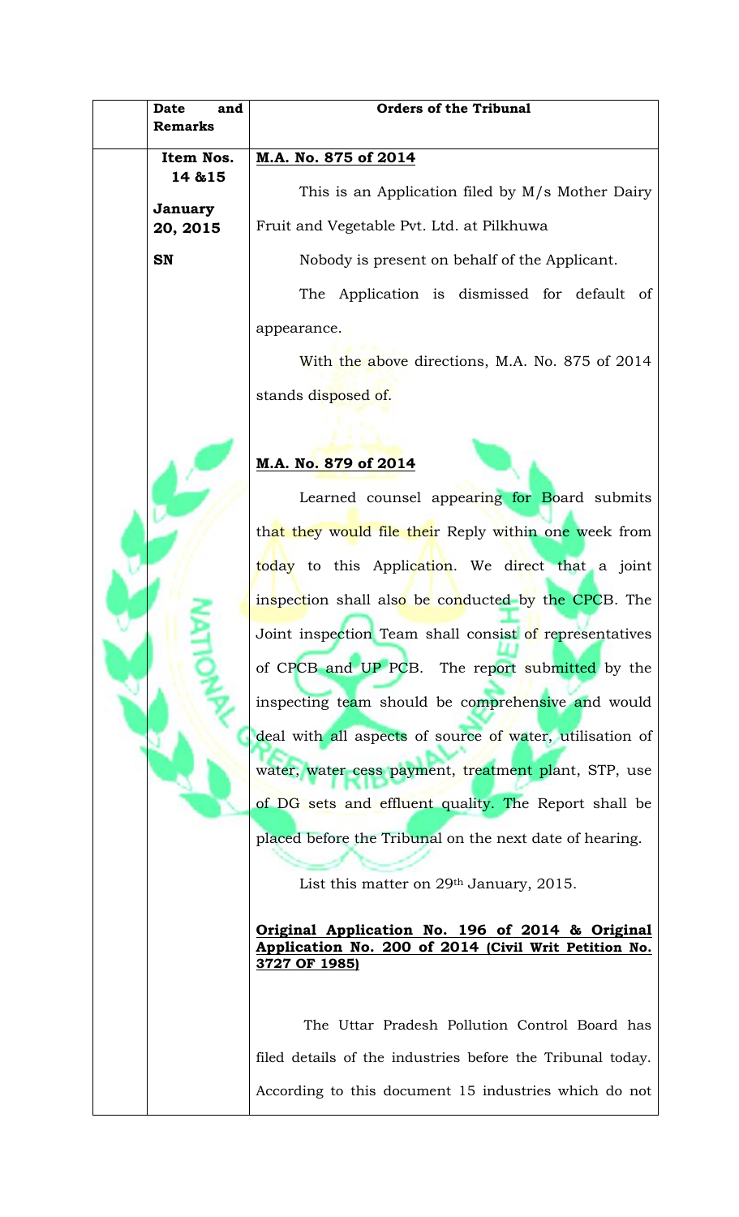| | Date and Remarks | Orders of the Tribunal |
|---|---|---|
| | **Item Nos. 14 &15**<br><br>**January 20, 2015**<br><br>**SN** | **M.A. No. 875 of 2014**<br><br>This is an Application filed by M/s Mother Dairy Fruit and Vegetable Pvt. Ltd. at Pilkhuwa<br><br>Nobody is present on behalf of the Applicant.<br><br>The Application is dismissed for default of appearance.<br><br>With the above directions, M.A. No. 875 of 2014 stands disposed of.<br><br>**M.A. No. 879 of 2014**<br><br>Learned counsel appearing for Board submits that they would file their Reply within one week from today to this Application. We direct that a joint inspection shall also be conducted by the CPCB. The Joint inspection Team shall consist of representatives of CPCB and UP PCB. The report submitted by the inspecting team should be comprehensive and would deal with all aspects of source of water, utilisation of water, water cess payment, treatment plant, STP, use of DG sets and effluent quality. The Report shall be placed before the Tribunal on the next date of hearing.<br><br>List this matter on 29th January, 2015.<br><br>**Original Application No. 196 of 2014 & Original Application No. 200 of 2014 (Civil Writ Petition No. 3727 OF 1985)**<br><br>The Uttar Pradesh Pollution Control Board has filed details of the industries before the Tribunal today. According to this document 15 industries which do not |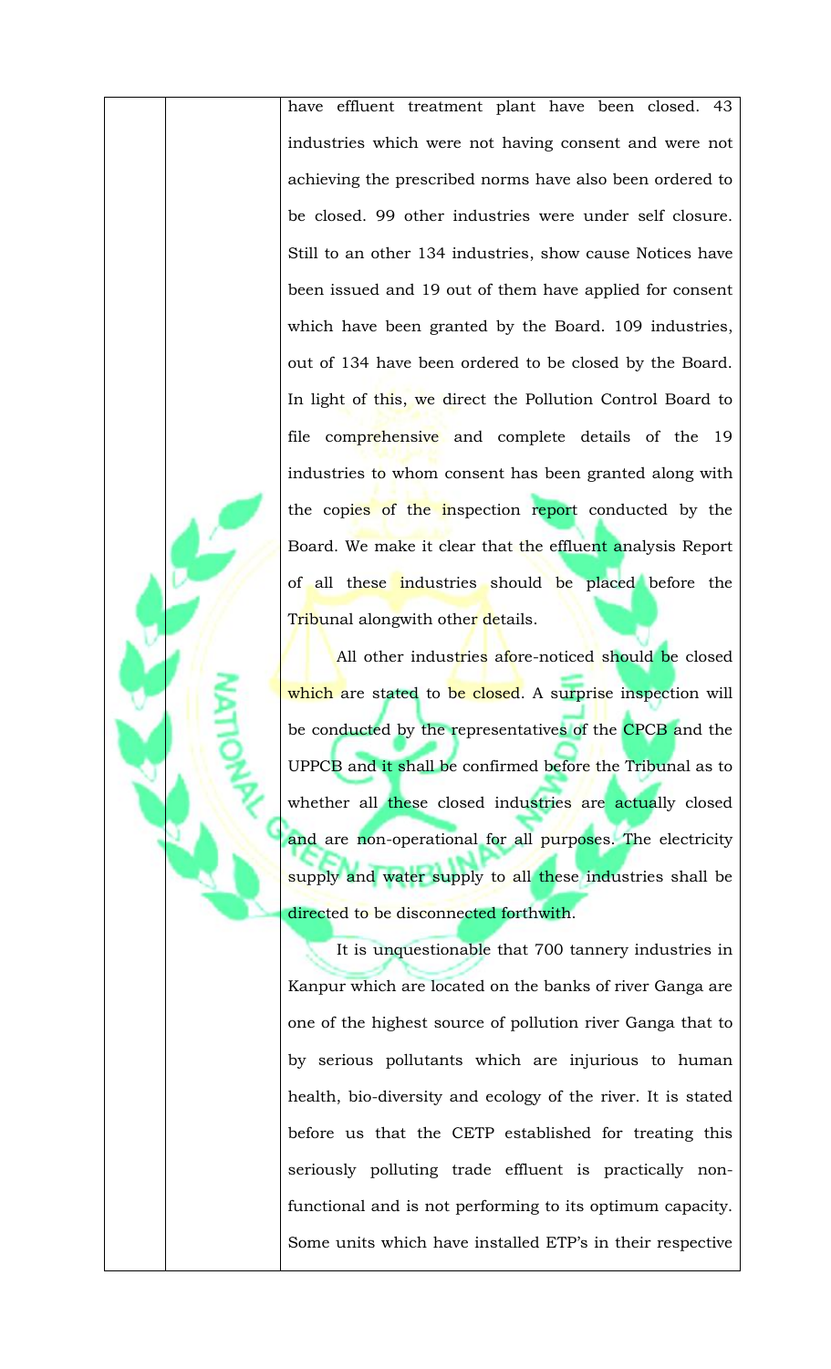have effluent treatment plant have been closed. 43 industries which were not having consent and were not achieving the prescribed norms have also been ordered to be closed. 99 other industries were under self closure. Still to an other 134 industries, show cause Notices have been issued and 19 out of them have applied for consent which have been granted by the Board. 109 industries, out of 134 have been ordered to be closed by the Board. In light of this, we direct the Pollution Control Board to file comprehensive and complete details of the 19 industries to whom consent has been granted along with the copies of the inspection report conducted by the Board. We make it clear that the effluent analysis Report of all these industries should be placed before the Tribunal alongwith other details.

All other industries afore-noticed should be closed which are stated to be closed. A surprise inspection will be conducted by the representatives of the CPCB and the UPPCB and it shall be confirmed before the Tribunal as to whether all these closed industries are actually closed and are non-operational for all purposes. The electricity supply and water supply to all these industries shall be directed to be disconnected forthwith.

It is unquestionable that 700 tannery industries in Kanpur which are located on the banks of river Ganga are one of the highest source of pollution river Ganga that to by serious pollutants which are injurious to human health, bio-diversity and ecology of the river. It is stated before us that the CETP established for treating this seriously polluting trade effluent is practically non-functional and is not performing to its optimum capacity. Some units which have installed ETP's in their respective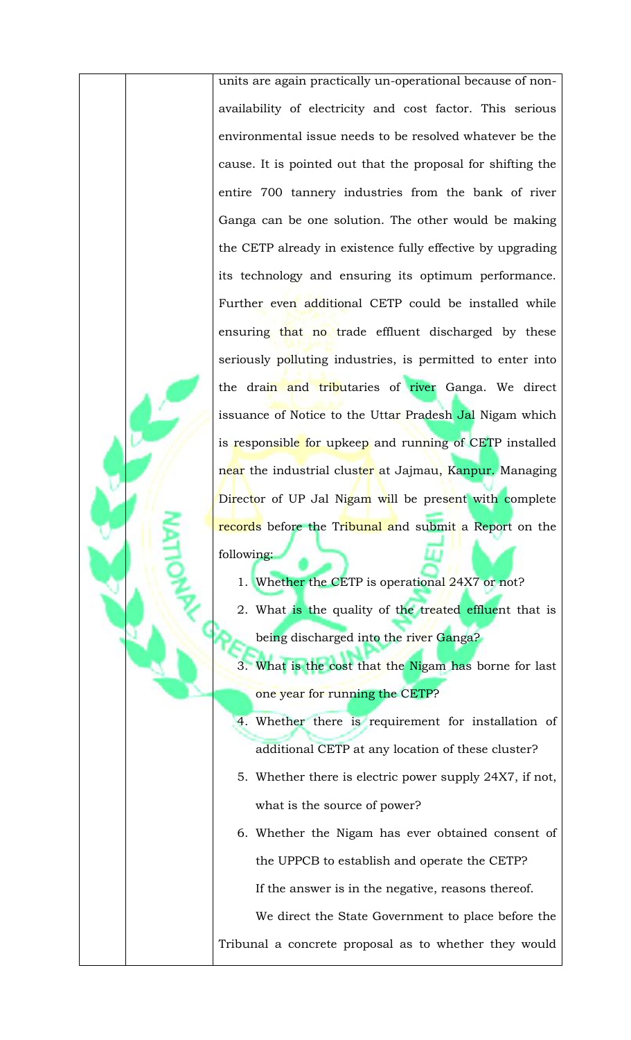units are again practically un-operational because of non-availability of electricity and cost factor. This serious environmental issue needs to be resolved whatever be the cause. It is pointed out that the proposal for shifting the entire 700 tannery industries from the bank of river Ganga can be one solution. The other would be making the CETP already in existence fully effective by upgrading its technology and ensuring its optimum performance. Further even additional CETP could be installed while ensuring that no trade effluent discharged by these seriously polluting industries, is permitted to enter into the drain and tributaries of river Ganga. We direct issuance of Notice to the Uttar Pradesh Jal Nigam which is responsible for upkeep and running of CETP installed near the industrial cluster at Jajmau, Kanpur. Managing Director of UP Jal Nigam will be present with complete records before the Tribunal and submit a Report on the following:

1. Whether the CETP is operational 24X7 or not?
2. What is the quality of the treated effluent that is being discharged into the river Ganga?
3. What is the cost that the Nigam has borne for last one year for running the CETP?
4. Whether there is requirement for installation of additional CETP at any location of these cluster?
5. Whether there is electric power supply 24X7, if not, what is the source of power?
6. Whether the Nigam has ever obtained consent of the UPPCB to establish and operate the CETP?

   If the answer is in the negative, reasons thereof.

We direct the State Government to place before the Tribunal a concrete proposal as to whether they would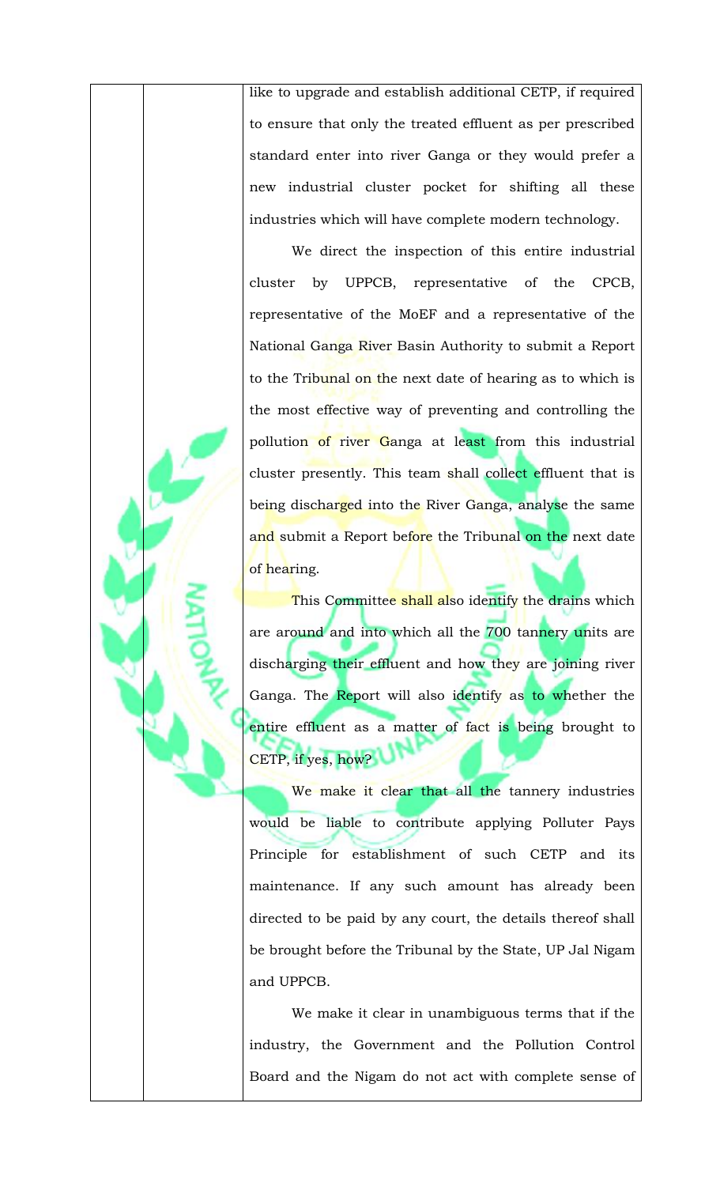like to upgrade and establish additional CETP, if required to ensure that only the treated effluent as per prescribed standard enter into river Ganga or they would prefer a new industrial cluster pocket for shifting all these industries which will have complete modern technology.

We direct the inspection of this entire industrial cluster by UPPCB, representative of the CPCB, representative of the MoEF and a representative of the National Ganga River Basin Authority to submit a Report to the Tribunal on the next date of hearing as to which is the most effective way of preventing and controlling the pollution of river Ganga at least from this industrial cluster presently. This team shall collect effluent that is being discharged into the River Ganga, analyse the same and submit a Report before the Tribunal on the next date of hearing.

This Committee shall also identify the drains which are around and into which all the 700 tannery units are discharging their effluent and how they are joining river Ganga. The Report will also identify as to whether the entire effluent as a matter of fact is being brought to CETP, if yes, how?

We make it clear that all the tannery industries would be liable to contribute applying Polluter Pays Principle for establishment of such CETP and its maintenance. If any such amount has already been directed to be paid by any court, the details thereof shall be brought before the Tribunal by the State, UP Jal Nigam and UPPCB.

We make it clear in unambiguous terms that if the industry, the Government and the Pollution Control Board and the Nigam do not act with complete sense of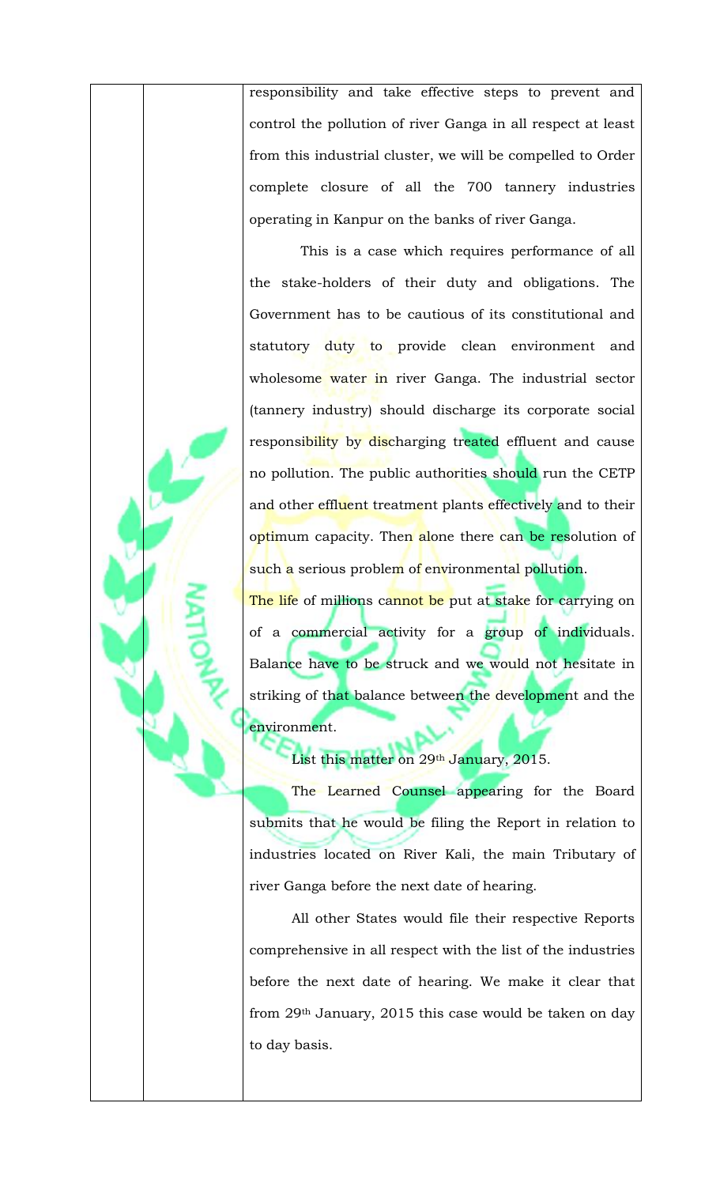responsibility and take effective steps to prevent and control the pollution of river Ganga in all respect at least from this industrial cluster, we will be compelled to Order complete closure of all the 700 tannery industries operating in Kanpur on the banks of river Ganga.

This is a case which requires performance of all the stake-holders of their duty and obligations. The Government has to be cautious of its constitutional and statutory duty to provide clean environment and wholesome water in river Ganga. The industrial sector (tannery industry) should discharge its corporate social responsibility by discharging treated effluent and cause no pollution. The public authorities should run the CETP and other effluent treatment plants effectively and to their optimum capacity. Then alone there can be resolution of such a serious problem of environmental pollution.

The life of millions cannot be put at stake for carrying on of a commercial activity for a group of individuals. Balance have to be struck and we would not hesitate in striking of that balance between the development and the environment.

List this matter on 29th January, 2015.

The Learned Counsel appearing for the Board submits that he would be filing the Report in relation to industries located on River Kali, the main Tributary of river Ganga before the next date of hearing.

All other States would file their respective Reports comprehensive in all respect with the list of the industries before the next date of hearing. We make it clear that from 29th January, 2015 this case would be taken on day to day basis.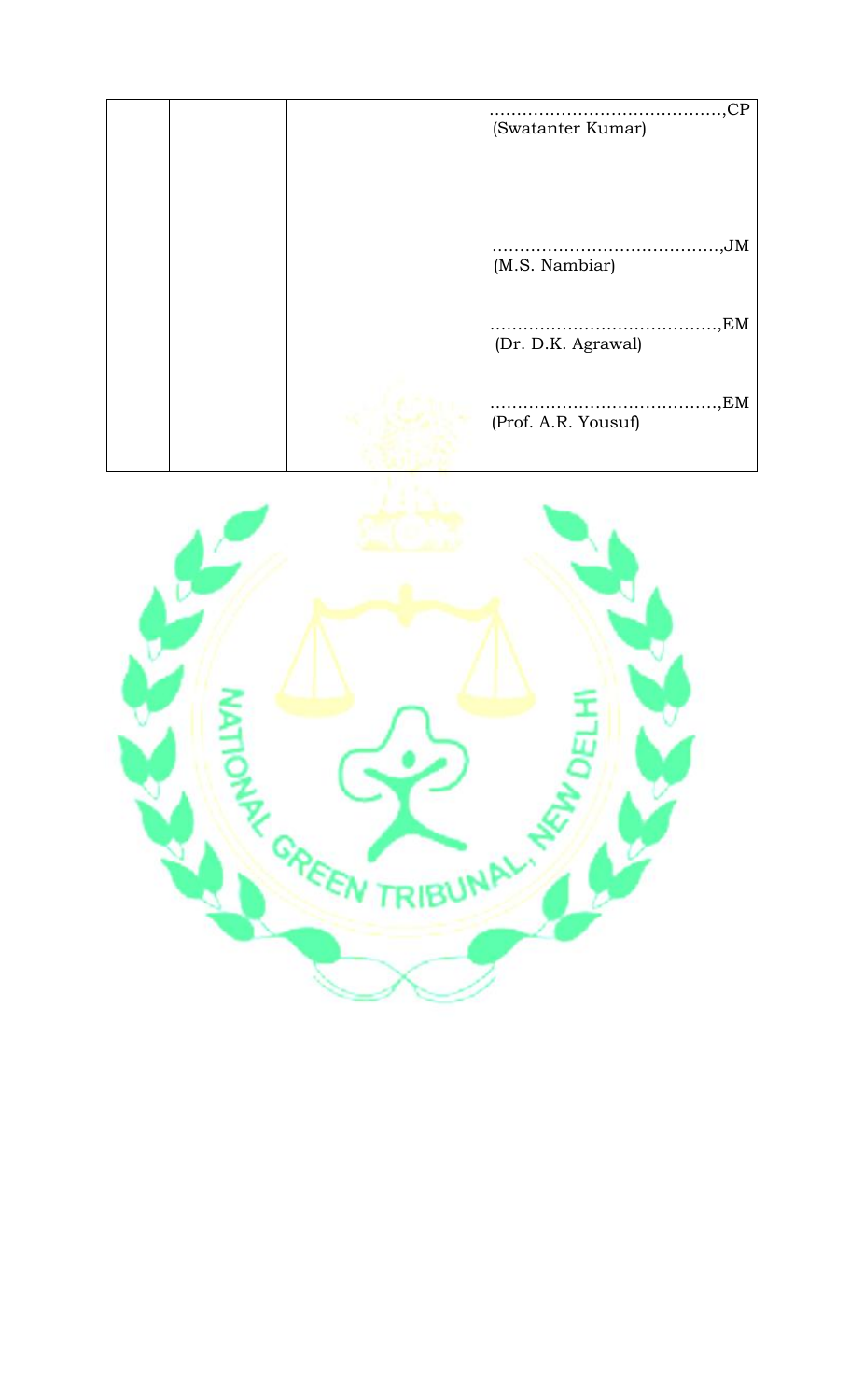| | | | |
|---|---|---|---|
| | | | ……………………………………,CP<br>(Swatanter Kumar)<br><br>……………………………………,JM<br>(M.S. Nambiar)<br><br>……………………………………,EM<br>(Dr. D.K. Agrawal)<br><br>……………………………………,EM<br>(Prof. A.R. Yousuf) |